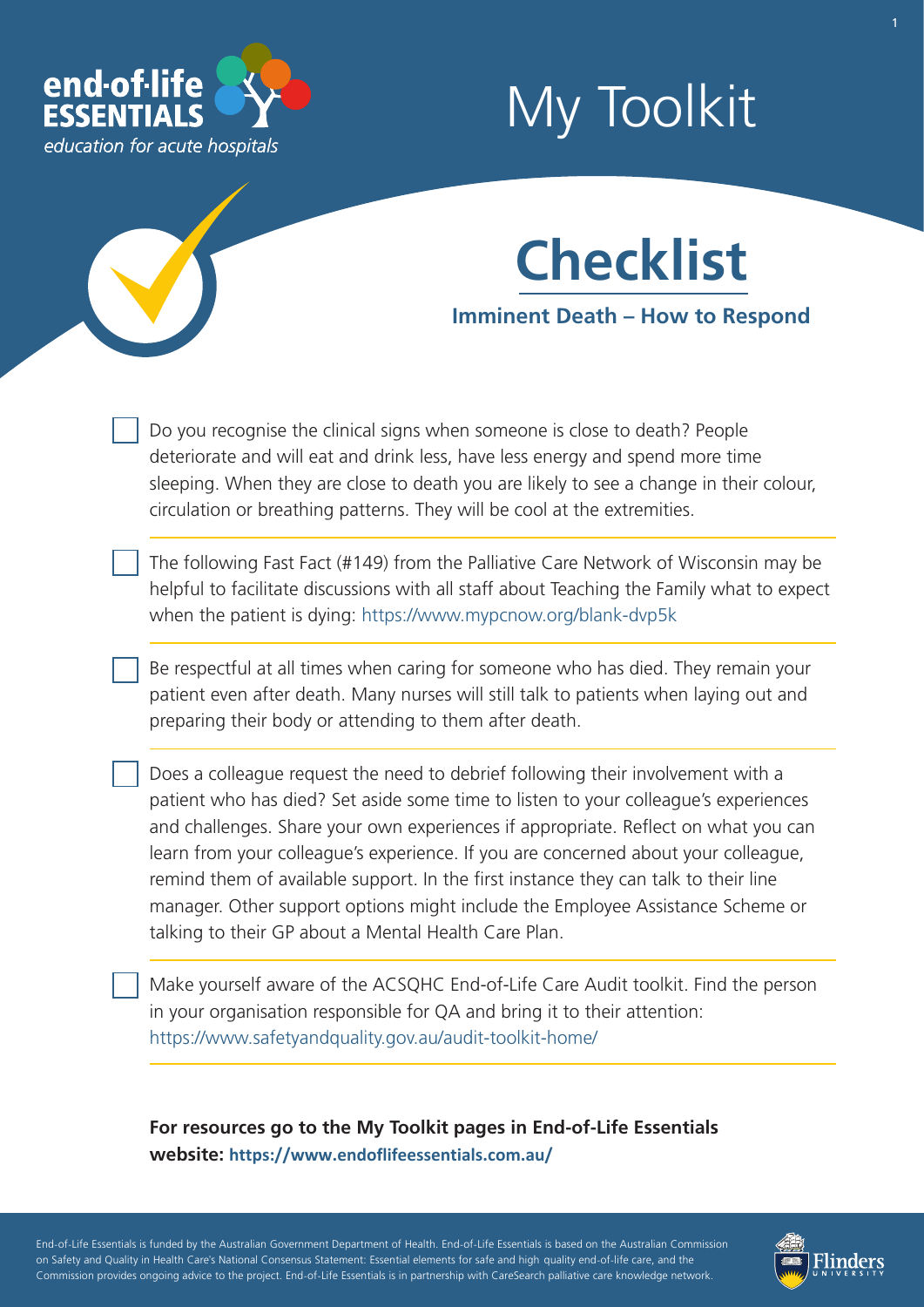end-of-life ESSENTIALS

*education for acute hospitals*

# My Toolkit

## Checklist

### Imminent Death – How to Respond

- [ ] Do you recognise the clinical signs when someone is close to death? People deteriorate and will eat and drink less, have less energy and spend more time sleeping. When they are close to death you are likely to see a change in their colour, circulation or breathing patterns. They will be cool at the extremities.

- [ ] The following Fast Fact (#149) from the Palliative Care Network of Wisconsin may be helpful to facilitate discussions with all staff about Teaching the Family what to expect when the patient is dying: https://www.mypcnow.org/blank-dvp5k

- [ ] Be respectful at all times when caring for someone who has died. They remain your patient even after death. Many nurses will still talk to patients when laying out and preparing their body or attending to them after death.

- [ ] Does a colleague request the need to debrief following their involvement with a patient who has died? Set aside some time to listen to your colleague's experiences and challenges. Share your own experiences if appropriate. Reflect on what you can learn from your colleague's experience. If you are concerned about your colleague, remind them of available support. In the first instance they can talk to their line manager. Other support options might include the Employee Assistance Scheme or talking to their GP about a Mental Health Care Plan.

- [ ] Make yourself aware of the ACSQHC End-of-Life Care Audit toolkit. Find the person in your organisation responsible for QA and bring it to their attention: https://www.safetyandquality.gov.au/audit-toolkit-home/

**For resources go to the My Toolkit pages in End-of-Life Essentials website: https://www.endoflifeessentials.com.au/**

End-of-Life Essentials is funded by the Australian Government Department of Health. End-of-Life Essentials is based on the Australian Commission on Safety and Quality in Health Care's National Consensus Statement: Essential elements for safe and high quality end-of-life care, and the Commission provides ongoing advice to the project. End-of-Life Essentials is in partnership with CareSearch palliative care knowledge network.

Flinders UNIVERSITY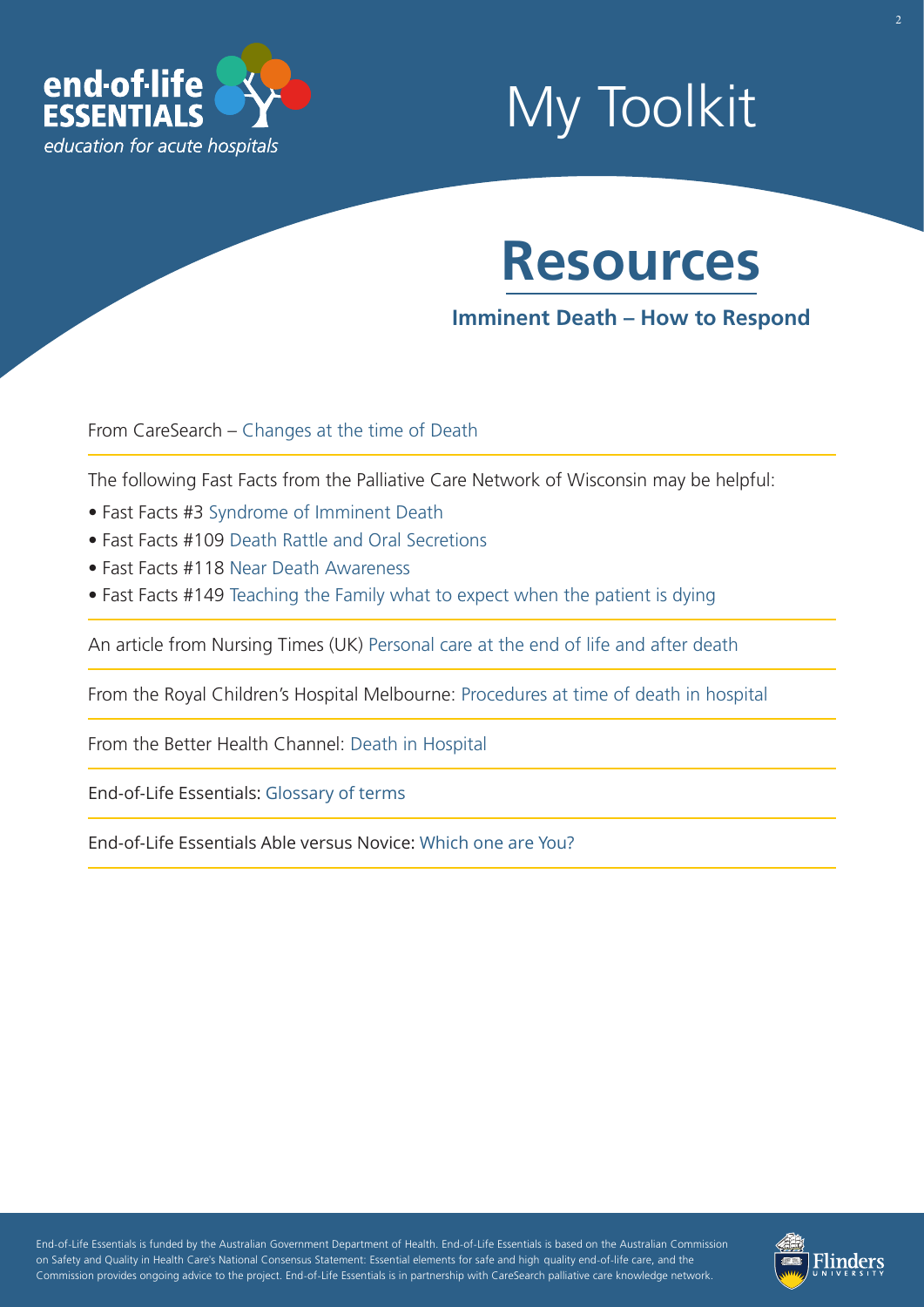end-of-life ESSENTIALS
*education for acute hospitals*

# My Toolkit

## Resources

### Imminent Death – How to Respond

From CareSearch – Changes at the time of Death

The following Fast Facts from the Palliative Care Network of Wisconsin may be helpful:

- Fast Facts #3 Syndrome of Imminent Death
- Fast Facts #109 Death Rattle and Oral Secretions
- Fast Facts #118 Near Death Awareness
- Fast Facts #149 Teaching the Family what to expect when the patient is dying

An article from Nursing Times (UK) Personal care at the end of life and after death

From the Royal Children's Hospital Melbourne: Procedures at time of death in hospital

From the Better Health Channel: Death in Hospital

End-of-Life Essentials: Glossary of terms

End-of-Life Essentials Able versus Novice: Which one are You?

End-of-Life Essentials is funded by the Australian Government Department of Health. End-of-Life Essentials is based on the Australian Commission on Safety and Quality in Health Care's National Consensus Statement: Essential elements for safe and high quality end-of-life care, and the Commission provides ongoing advice to the project. End-of-Life Essentials is in partnership with CareSearch palliative care knowledge network.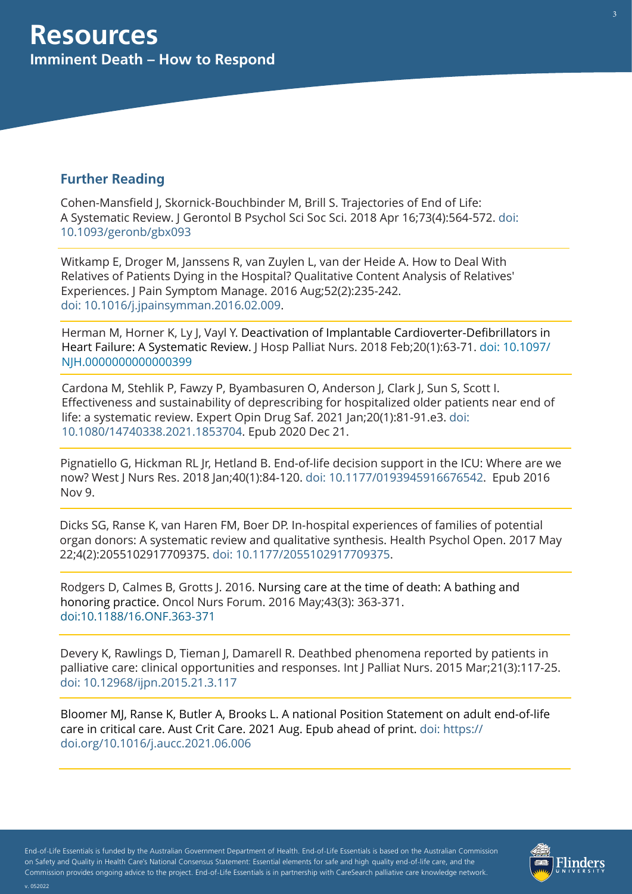# Resources

## Imminent Death – How to Respond

### Further Reading

Cohen-Mansfield J, Skornick-Bouchbinder M, Brill S. Trajectories of End of Life: A Systematic Review. J Gerontol B Psychol Sci Soc Sci. 2018 Apr 16;73(4):564-572. doi: 10.1093/geronb/gbx093

Witkamp E, Droger M, Janssens R, van Zuylen L, van der Heide A. How to Deal With Relatives of Patients Dying in the Hospital? Qualitative Content Analysis of Relatives' Experiences. J Pain Symptom Manage. 2016 Aug;52(2):235-242. doi: 10.1016/j.jpainsymman.2016.02.009.

Herman M, Horner K, Ly J, Vayl Y. Deactivation of Implantable Cardioverter-Defibrillators in Heart Failure: A Systematic Review. J Hosp Palliat Nurs. 2018 Feb;20(1):63-71. doi: 10.1097/NJH.0000000000000399

Cardona M, Stehlik P, Fawzy P, Byambasuren O, Anderson J, Clark J, Sun S, Scott I. Effectiveness and sustainability of deprescribing for hospitalized older patients near end of life: a systematic review. Expert Opin Drug Saf. 2021 Jan;20(1):81-91.e3. doi: 10.1080/14740338.2021.1853704. Epub 2020 Dec 21.

Pignatiello G, Hickman RL Jr, Hetland B. End-of-life decision support in the ICU: Where are we now? West J Nurs Res. 2018 Jan;40(1):84-120. doi: 10.1177/0193945916676542. Epub 2016 Nov 9.

Dicks SG, Ranse K, van Haren FM, Boer DP. In-hospital experiences of families of potential organ donors: A systematic review and qualitative synthesis. Health Psychol Open. 2017 May 22;4(2):2055102917709375. doi: 10.1177/2055102917709375.

Rodgers D, Calmes B, Grotts J. 2016. Nursing care at the time of death: A bathing and honoring practice. Oncol Nurs Forum. 2016 May;43(3): 363-371. doi:10.1188/16.ONF.363-371

Devery K, Rawlings D, Tieman J, Damarell R. Deathbed phenomena reported by patients in palliative care: clinical opportunities and responses. Int J Palliat Nurs. 2015 Mar;21(3):117-25. doi: 10.12968/ijpn.2015.21.3.117

Bloomer MJ, Ranse K, Butler A, Brooks L. A national Position Statement on adult end-of-life care in critical care. Aust Crit Care. 2021 Aug. Epub ahead of print. doi: https://doi.org/10.1016/j.aucc.2021.06.006

End-of-Life Essentials is funded by the Australian Government Department of Health. End-of-Life Essentials is based on the Australian Commission on Safety and Quality in Health Care's National Consensus Statement: Essential elements for safe and high quality end-of-life care, and the Commission provides ongoing advice to the project. End-of-Life Essentials is in partnership with CareSearch palliative care knowledge network.

v. 052022